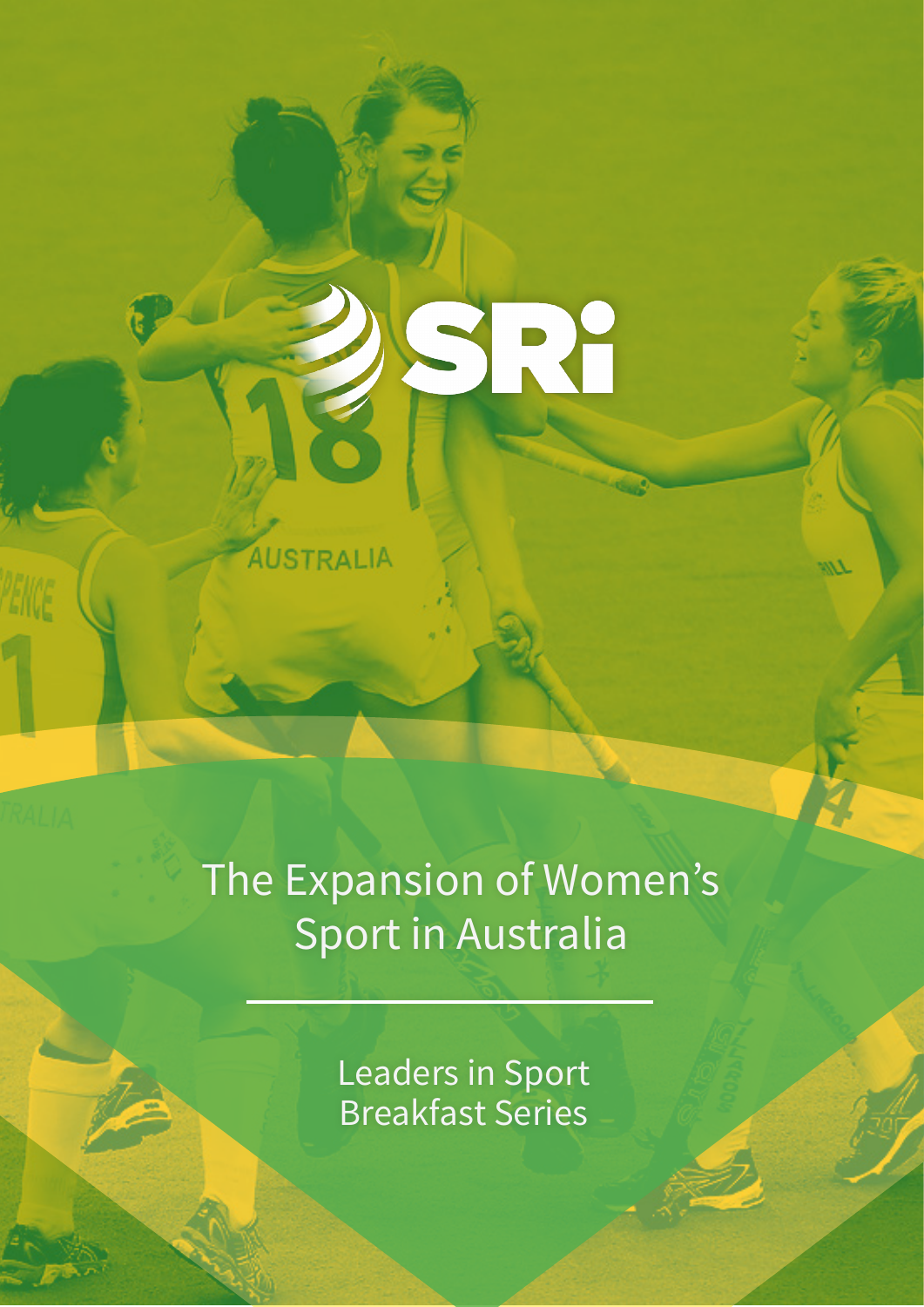SRi

# The Expansion of Women's Sport in Australia

Leaders in Sport Breakfast Series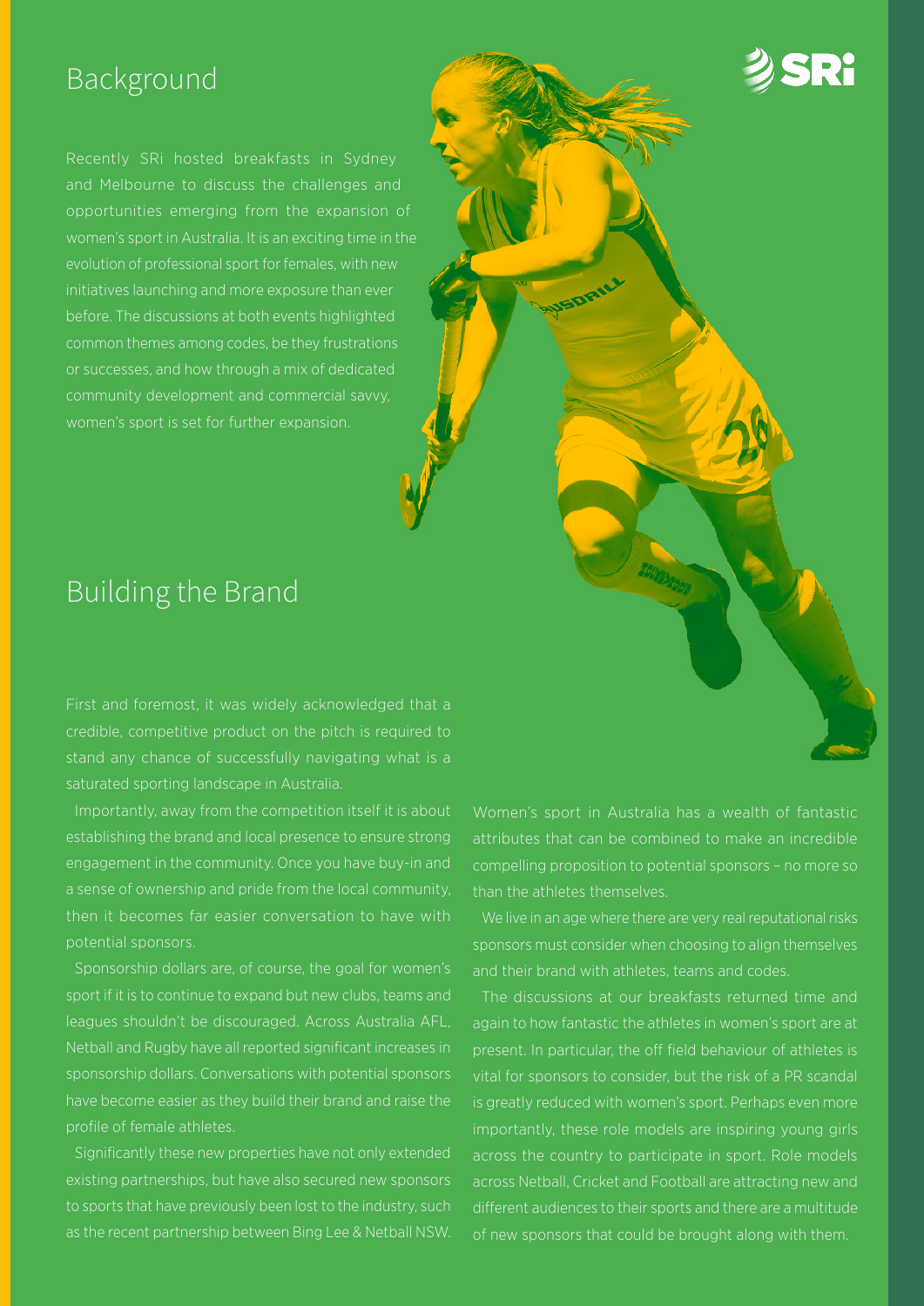## Background

Recently SRi hosted breakfasts in Sydney and Melbourne to discuss the challenges and opportunities emerging from the expansion of women's sport in Australia. It is an exciting time in the evolution of professional sport for females, with new initiatives launching and more exposure than ever before. The discussions at both events highlighted common themes among codes, be they frustrations or successes, and how through a mix of dedicated community development and commercial savvy, women's sport is set for further expansion.

## Building the Brand

First and foremost, it was widely acknowledged that a credible, competitive product on the pitch is required to stand any chance of successfully navigating what is a saturated sporting landscape in Australia.

Importantly, away from the competition itself it is about establishing the brand and local presence to ensure strong engagement in the community. Once you have buy-in and a sense of ownership and pride from the local community, then it becomes far easier conversation to have with potential sponsors.

Sponsorship dollars are, of course, the goal for women's sport if it is to continue to expand but new clubs, teams and leagues shouldn't be discouraged. Across Australia AFL, Netball and Rugby have all reported significant increases in sponsorship dollars. Conversations with potential sponsors have become easier as they build their brand and raise the profile of female athletes.

Significantly these new properties have not only extended existing partnerships, but have also secured new sponsors to sports that have previously been lost to the industry, such as the recent partnership between Bing Lee & Netball NSW.

Women's sport in Australia has a wealth of fantastic attributes that can be combined to make an incredible compelling proposition to potential sponsors – no more so than the athletes themselves.

We live in an age where there are very real reputational risks sponsors must consider when choosing to align themselves and their brand with athletes, teams and codes.

The discussions at our breakfasts returned time and again to how fantastic the athletes in women's sport are at present. In particular, the off field behaviour of athletes is vital for sponsors to consider, but the risk of a PR scandal is greatly reduced with women's sport. Perhaps even more importantly, these role models are inspiring young girls across the country to participate in sport. Role models across Netball, Cricket and Football are attracting new and different audiences to their sports and there are a multitude of new sponsors that could be brought along with them.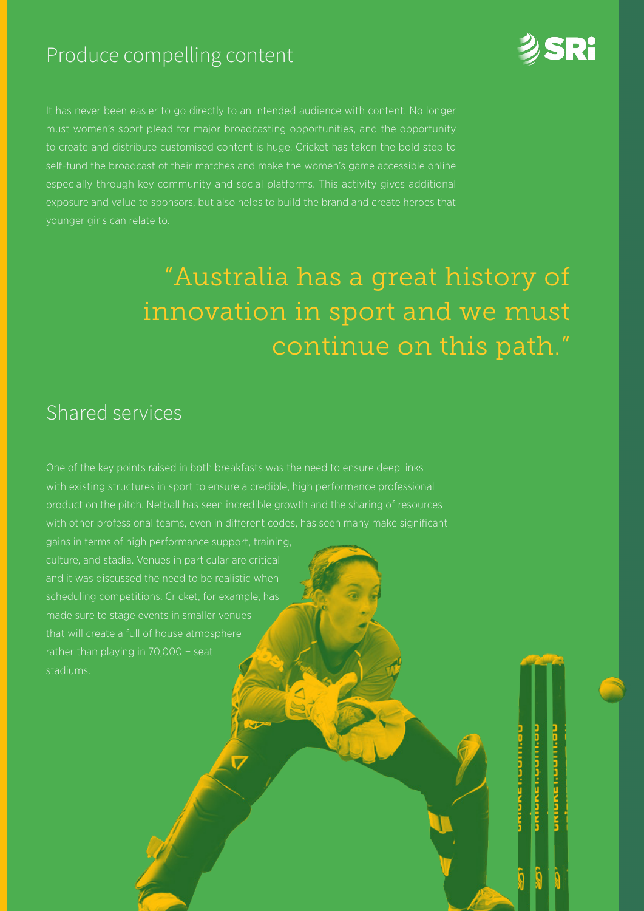## Produce compelling content

It has never been easier to go directly to an intended audience with content. No longer must women's sport plead for major broadcasting opportunities, and the opportunity to create and distribute customised content is huge. Cricket has taken the bold step to self-fund the broadcast of their matches and make the women's game accessible online especially through key community and social platforms. This activity gives additional exposure and value to sponsors, but also helps to build the brand and create heroes that younger girls can relate to.

> "Australia has a great history of innovation in sport and we must continue on this path."

## Shared services

One of the key points raised in both breakfasts was the need to ensure deep links with existing structures in sport to ensure a credible, high performance professional product on the pitch. Netball has seen incredible growth and the sharing of resources with other professional teams, even in different codes, has seen many make significant gains in terms of high performance support, training, culture, and stadia. Venues in particular are critical and it was discussed the need to be realistic when scheduling competitions. Cricket, for example, has made sure to stage events in smaller venues that will create a full of house atmosphere rather than playing in 70,000 + seat stadiums.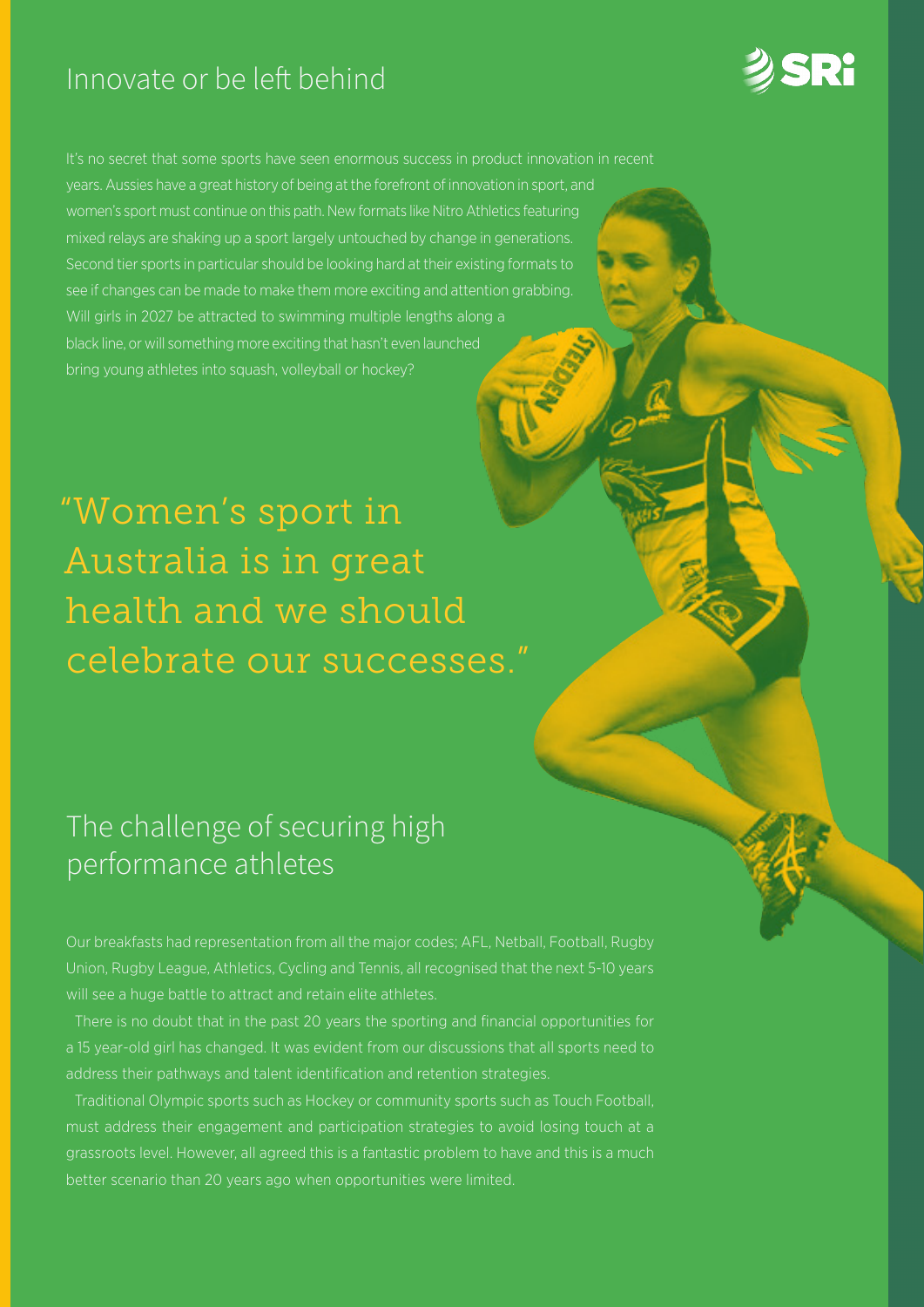## Innovate or be left behind

It's no secret that some sports have seen enormous success in product innovation in recent years. Aussies have a great history of being at the forefront of innovation in sport, and women's sport must continue on this path. New formats like Nitro Athletics featuring mixed relays are shaking up a sport largely untouched by change in generations. Second tier sports in particular should be looking hard at their existing formats to see if changes can be made to make them more exciting and attention grabbing. Will girls in 2027 be attracted to swimming multiple lengths along a black line, or will something more exciting that hasn't even launched bring young athletes into squash, volleyball or hockey?

> "Women's sport in Australia is in great health and we should celebrate our successes."

## The challenge of securing high performance athletes

Our breakfasts had representation from all the major codes; AFL, Netball, Football, Rugby Union, Rugby League, Athletics, Cycling and Tennis, all recognised that the next 5-10 years will see a huge battle to attract and retain elite athletes.

There is no doubt that in the past 20 years the sporting and financial opportunities for a 15 year-old girl has changed. It was evident from our discussions that all sports need to address their pathways and talent identification and retention strategies.

Traditional Olympic sports such as Hockey or community sports such as Touch Football, must address their engagement and participation strategies to avoid losing touch at a grassroots level. However, all agreed this is a fantastic problem to have and this is a much better scenario than 20 years ago when opportunities were limited.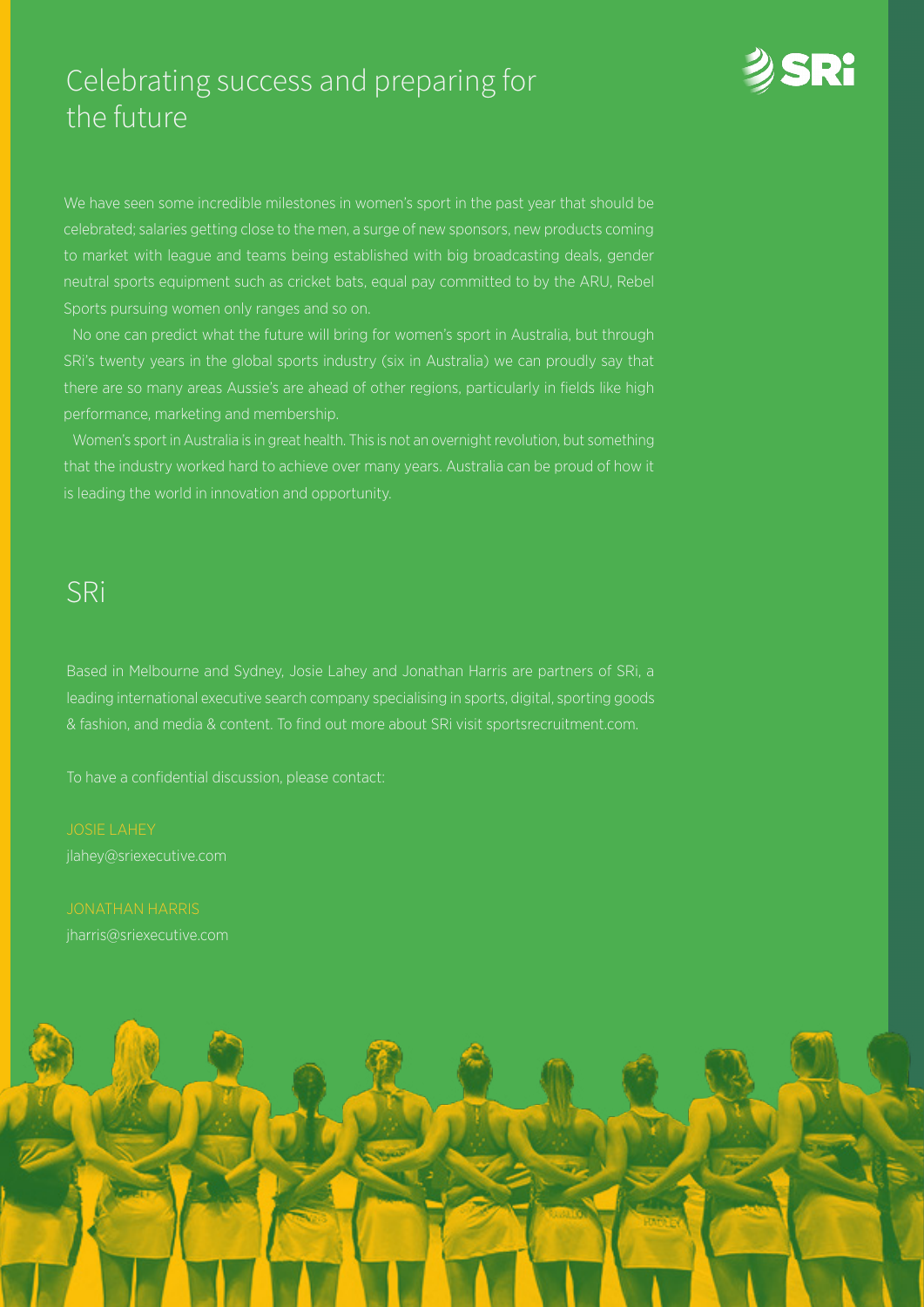## Celebrating success and preparing for the future

We have seen some incredible milestones in women's sport in the past year that should be celebrated; salaries getting close to the men, a surge of new sponsors, new products coming to market with league and teams being established with big broadcasting deals, gender neutral sports equipment such as cricket bats, equal pay committed to by the ARU, Rebel Sports pursuing women only ranges and so on.

No one can predict what the future will bring for women's sport in Australia, but through SRi's twenty years in the global sports industry (six in Australia) we can proudly say that there are so many areas Aussie's are ahead of other regions, particularly in fields like high performance, marketing and membership.

Women's sport in Australia is in great health. This is not an overnight revolution, but something that the industry worked hard to achieve over many years. Australia can be proud of how it is leading the world in innovation and opportunity.

## SRi

Based in Melbourne and Sydney, Josie Lahey and Jonathan Harris are partners of SRi, a leading international executive search company specialising in sports, digital, sporting goods & fashion, and media & content. To find out more about SRi visit sportsrecruitment.com.

To have a confidential discussion, please contact:

JOSIE LAHEY
jlahey@sriexecutive.com

JONATHAN HARRIS
jharris@sriexecutive.com